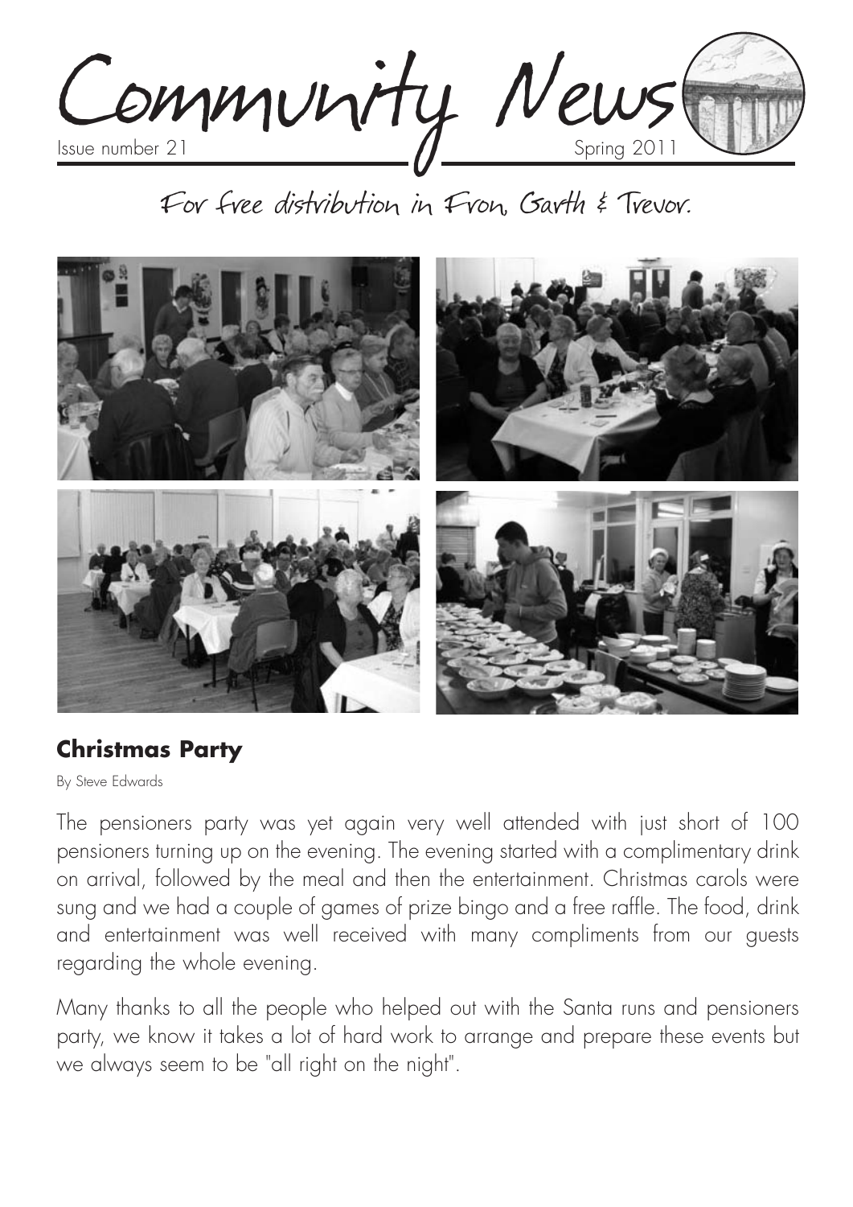# Community News

Issue number 21 Spring 2011

For free distribution in Fron, Garth & Trevor.

## Christmas Party

By Steve Edwards

The pensioners party was yet again very well attended with just short of 100 pensioners turning up on the evening. The evening started with a complimentary drink on arrival, followed by the meal and then the entertainment. Christmas carols were sung and we had a couple of games of prize bingo and a free raffle. The food, drink and entertainment was well received with many compliments from our guests regarding the whole evening.

Many thanks to all the people who helped out with the Santa runs and pensioners party, we know it takes a lot of hard work to arrange and prepare these events but we always seem to be "all right on the night".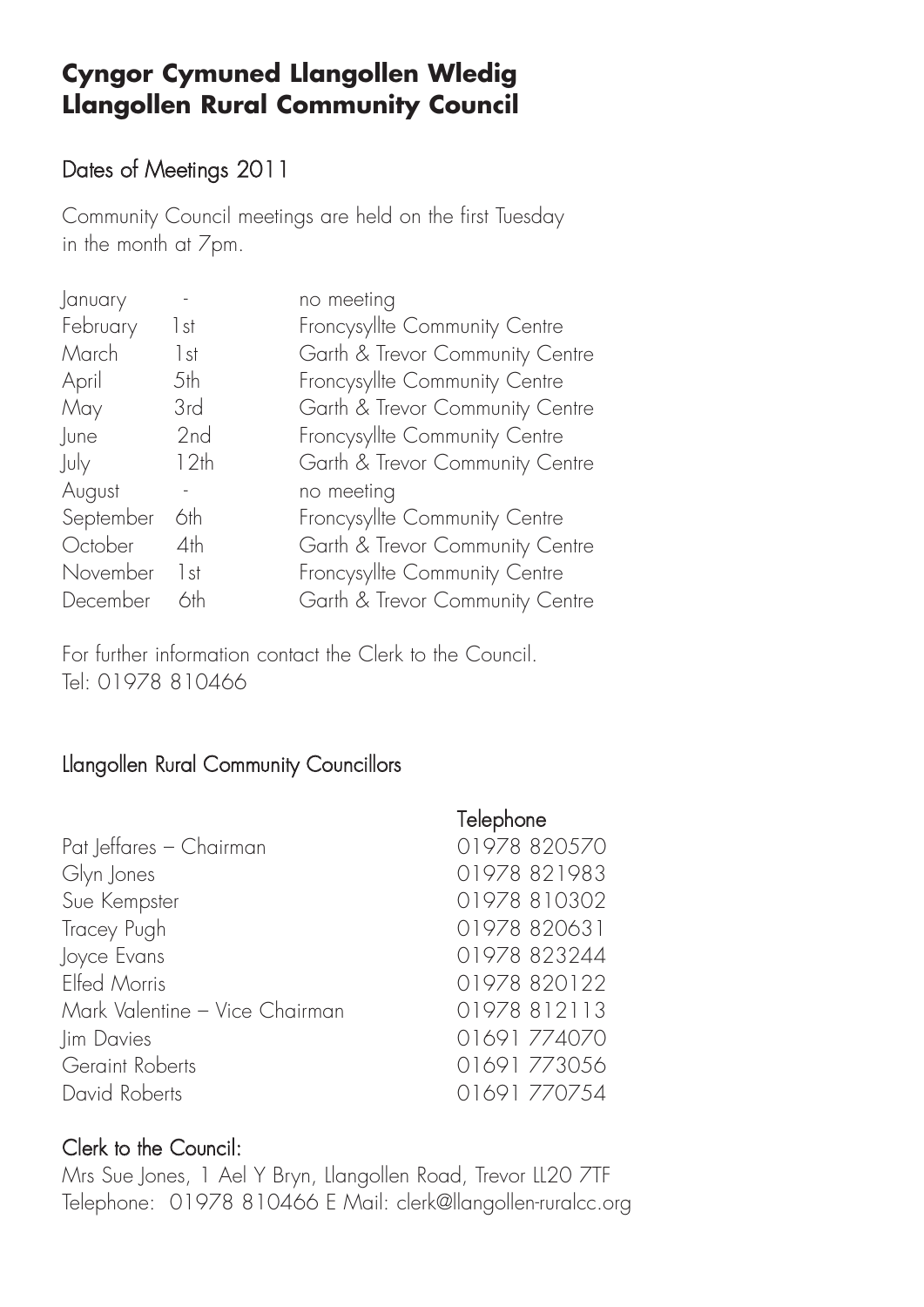# Cyngor Cymuned Llangollen Wledig
# Llangollen Rural Community Council

## Dates of Meetings 2011

Community Council meetings are held on the first Tuesday in the month at 7pm.

| | | |
|---|---|---|
| January | - | no meeting |
| February | 1st | Froncysyllte Community Centre |
| March | 1st | Garth & Trevor Community Centre |
| April | 5th | Froncysyllte Community Centre |
| May | 3rd | Garth & Trevor Community Centre |
| June | 2nd | Froncysyllte Community Centre |
| July | 12th | Garth & Trevor Community Centre |
| August | - | no meeting |
| September | 6th | Froncysyllte Community Centre |
| October | 4th | Garth & Trevor Community Centre |
| November | 1st | Froncysyllte Community Centre |
| December | 6th | Garth & Trevor Community Centre |

For further information contact the Clerk to the Council.
Tel: 01978 810466

## Llangollen Rural Community Councillors

| | Telephone |
|---|---|
| Pat Jeffares – Chairman | 01978 820570 |
| Glyn Jones | 01978 821983 |
| Sue Kempster | 01978 810302 |
| Tracey Pugh | 01978 820631 |
| Joyce Evans | 01978 823244 |
| Elfed Morris | 01978 820122 |
| Mark Valentine – Vice Chairman | 01978 812113 |
| Jim Davies | 01691 774070 |
| Geraint Roberts | 01691 773056 |
| David Roberts | 01691 770754 |

## Clerk to the Council:

Mrs Sue Jones, 1 Ael Y Bryn, Llangollen Road, Trevor LL20 7TF
Telephone: 01978 810466 E Mail: clerk@llangollen-ruralcc.org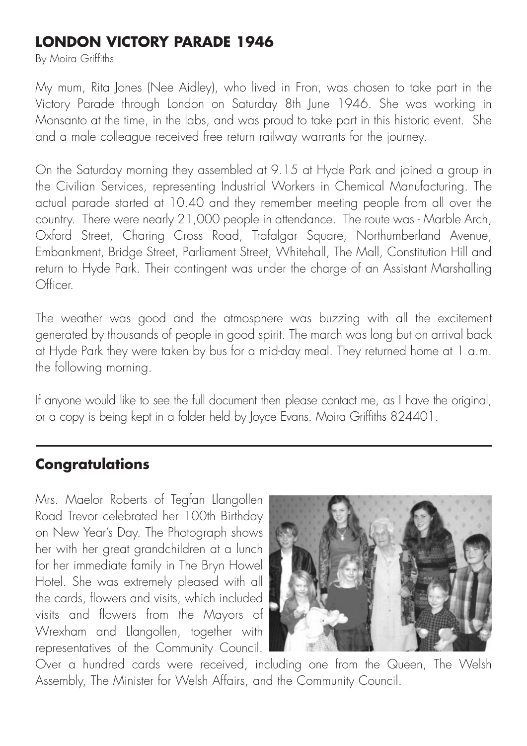## LONDON VICTORY PARADE 1946

By Moira Griffiths

My mum, Rita Jones (Nee Aidley), who lived in Fron, was chosen to take part in the Victory Parade through London on Saturday 8th June 1946. She was working in Monsanto at the time, in the labs, and was proud to take part in this historic event. She and a male colleague received free return railway warrants for the journey.

On the Saturday morning they assembled at 9.15 at Hyde Park and joined a group in the Civilian Services, representing Industrial Workers in Chemical Manufacturing. The actual parade started at 10.40 and they remember meeting people from all over the country. There were nearly 21,000 people in attendance. The route was - Marble Arch, Oxford Street, Charing Cross Road, Trafalgar Square, Northumberland Avenue, Embankment, Bridge Street, Parliament Street, Whitehall, The Mall, Constitution Hill and return to Hyde Park. Their contingent was under the charge of an Assistant Marshalling Officer.

The weather was good and the atmosphere was buzzing with all the excitement generated by thousands of people in good spirit. The march was long but on arrival back at Hyde Park they were taken by bus for a mid-day meal. They returned home at 1 a.m. the following morning.

If anyone would like to see the full document then please contact me, as I have the original, or a copy is being kept in a folder held by Joyce Evans. Moira Griffiths 824401.

---

## Congratulations

Mrs. Maelor Roberts of Tegfan Llangollen Road Trevor celebrated her 100th Birthday on New Year's Day. The Photograph shows her with her great grandchildren at a lunch for her immediate family in The Bryn Howel Hotel. She was extremely pleased with all the cards, flowers and visits, which included visits and flowers from the Mayors of Wrexham and Llangollen, together with representatives of the Community Council. Over a hundred cards were received, including one from the Queen, The Welsh Assembly, The Minister for Welsh Affairs, and the Community Council.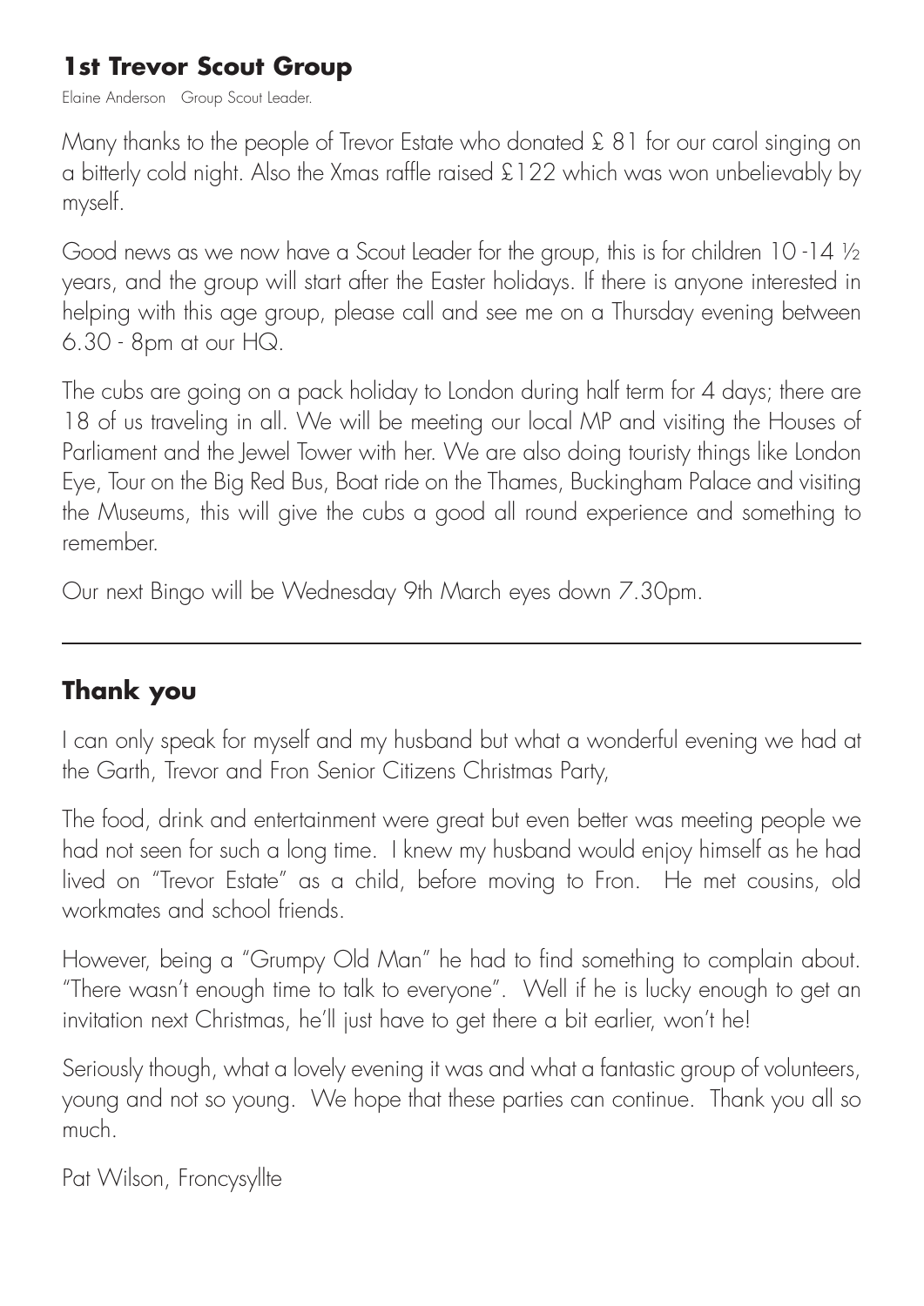## 1st Trevor Scout Group

Elaine Anderson Group Scout Leader.

Many thanks to the people of Trevor Estate who donated £ 81 for our carol singing on a bitterly cold night. Also the Xmas raffle raised £122 which was won unbelievably by myself.

Good news as we now have a Scout Leader for the group, this is for children 10 -14 ½ years, and the group will start after the Easter holidays. If there is anyone interested in helping with this age group, please call and see me on a Thursday evening between 6.30 - 8pm at our HQ.

The cubs are going on a pack holiday to London during half term for 4 days; there are 18 of us traveling in all. We will be meeting our local MP and visiting the Houses of Parliament and the Jewel Tower with her. We are also doing touristy things like London Eye, Tour on the Big Red Bus, Boat ride on the Thames, Buckingham Palace and visiting the Museums, this will give the cubs a good all round experience and something to remember.

Our next Bingo will be Wednesday 9th March eyes down 7.30pm.

---

## Thank you

I can only speak for myself and my husband but what a wonderful evening we had at the Garth, Trevor and Fron Senior Citizens Christmas Party,

The food, drink and entertainment were great but even better was meeting people we had not seen for such a long time. I knew my husband would enjoy himself as he had lived on "Trevor Estate" as a child, before moving to Fron. He met cousins, old workmates and school friends.

However, being a "Grumpy Old Man" he had to find something to complain about. "There wasn't enough time to talk to everyone". Well if he is lucky enough to get an invitation next Christmas, he'll just have to get there a bit earlier, won't he!

Seriously though, what a lovely evening it was and what a fantastic group of volunteers, young and not so young. We hope that these parties can continue. Thank you all so much.

Pat Wilson, Froncysyllte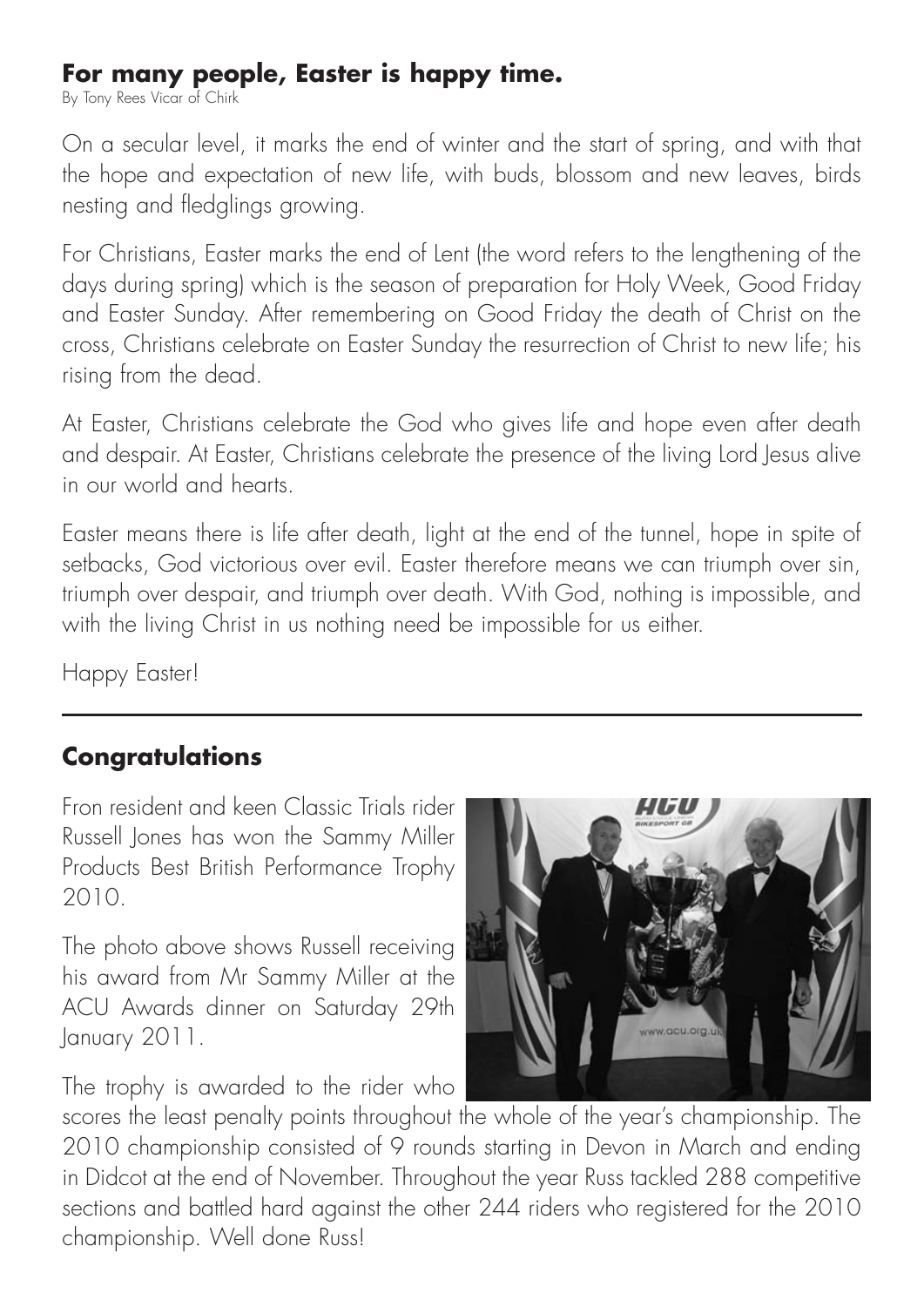## For many people, Easter is happy time.

By Tony Rees Vicar of Chirk

On a secular level, it marks the end of winter and the start of spring, and with that the hope and expectation of new life, with buds, blossom and new leaves, birds nesting and fledglings growing.

For Christians, Easter marks the end of Lent (the word refers to the lengthening of the days during spring) which is the season of preparation for Holy Week, Good Friday and Easter Sunday. After remembering on Good Friday the death of Christ on the cross, Christians celebrate on Easter Sunday the resurrection of Christ to new life; his rising from the dead.

At Easter, Christians celebrate the God who gives life and hope even after death and despair. At Easter, Christians celebrate the presence of the living Lord Jesus alive in our world and hearts.

Easter means there is life after death, light at the end of the tunnel, hope in spite of setbacks, God victorious over evil. Easter therefore means we can triumph over sin, triumph over despair, and triumph over death. With God, nothing is impossible, and with the living Christ in us nothing need be impossible for us either.

Happy Easter!

---

## Congratulations

Fron resident and keen Classic Trials rider Russell Jones has won the Sammy Miller Products Best British Performance Trophy 2010.

The photo above shows Russell receiving his award from Mr Sammy Miller at the ACU Awards dinner on Saturday 29th January 2011.

The trophy is awarded to the rider who scores the least penalty points throughout the whole of the year's championship. The 2010 championship consisted of 9 rounds starting in Devon in March and ending in Didcot at the end of November. Throughout the year Russ tackled 288 competitive sections and battled hard against the other 244 riders who registered for the 2010 championship. Well done Russ!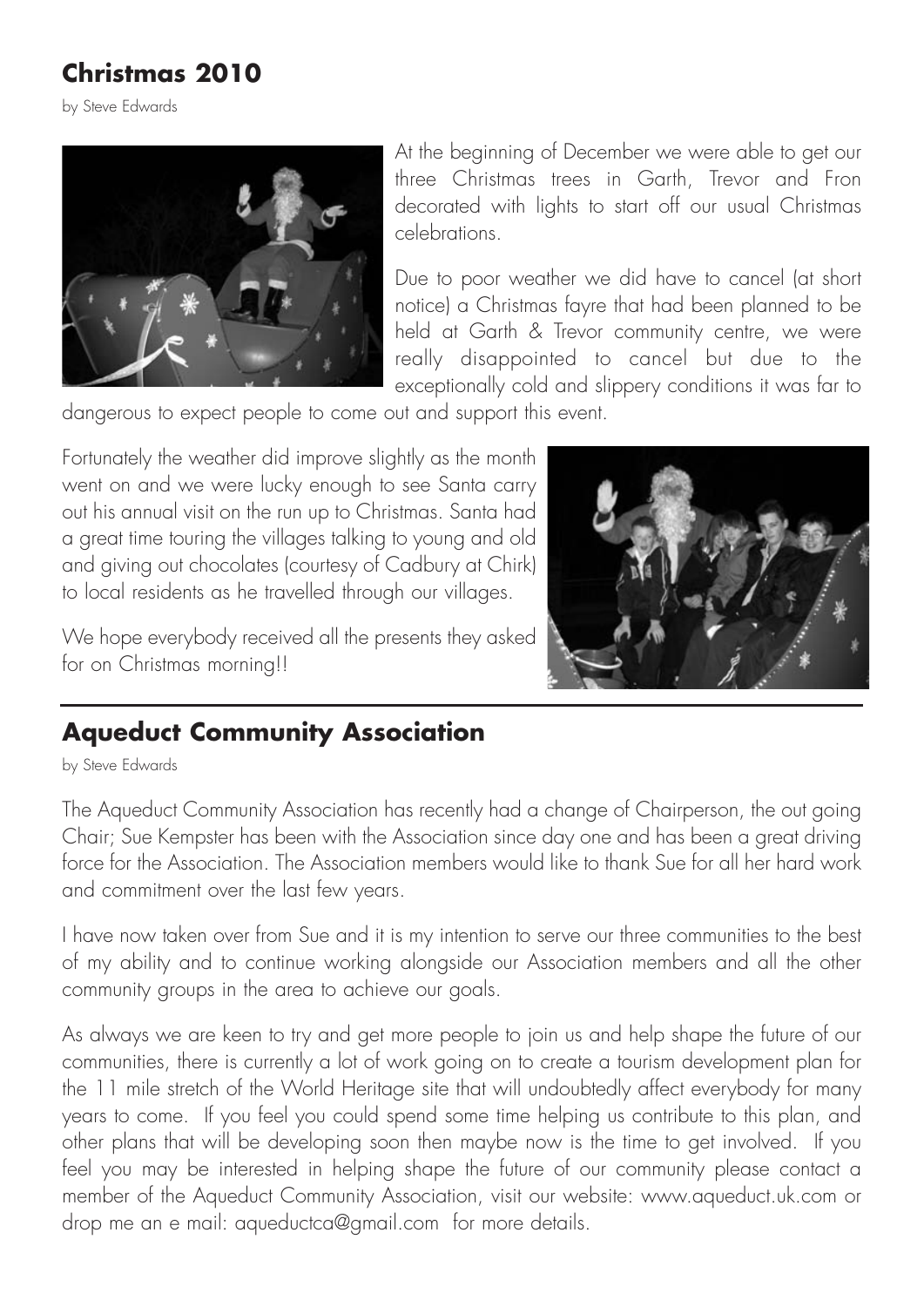## Christmas 2010

by Steve Edwards

At the beginning of December we were able to get our three Christmas trees in Garth, Trevor and Fron decorated with lights to start off our usual Christmas celebrations.

Due to poor weather we did have to cancel (at short notice) a Christmas fayre that had been planned to be held at Garth & Trevor community centre, we were really disappointed to cancel but due to the exceptionally cold and slippery conditions it was far to dangerous to expect people to come out and support this event.

Fortunately the weather did improve slightly as the month went on and we were lucky enough to see Santa carry out his annual visit on the run up to Christmas. Santa had a great time touring the villages talking to young and old and giving out chocolates (courtesy of Cadbury at Chirk) to local residents as he travelled through our villages.

We hope everybody received all the presents they asked for on Christmas morning!!

## Aqueduct Community Association

by Steve Edwards

The Aqueduct Community Association has recently had a change of Chairperson, the out going Chair; Sue Kempster has been with the Association since day one and has been a great driving force for the Association. The Association members would like to thank Sue for all her hard work and commitment over the last few years.

I have now taken over from Sue and it is my intention to serve our three communities to the best of my ability and to continue working alongside our Association members and all the other community groups in the area to achieve our goals.

As always we are keen to try and get more people to join us and help shape the future of our communities, there is currently a lot of work going on to create a tourism development plan for the 11 mile stretch of the World Heritage site that will undoubtedly affect everybody for many years to come. If you feel you could spend some time helping us contribute to this plan, and other plans that will be developing soon then maybe now is the time to get involved. If you feel you may be interested in helping shape the future of our community please contact a member of the Aqueduct Community Association, visit our website: www.aqueduct.uk.com or drop me an e mail: aqueductca@gmail.com for more details.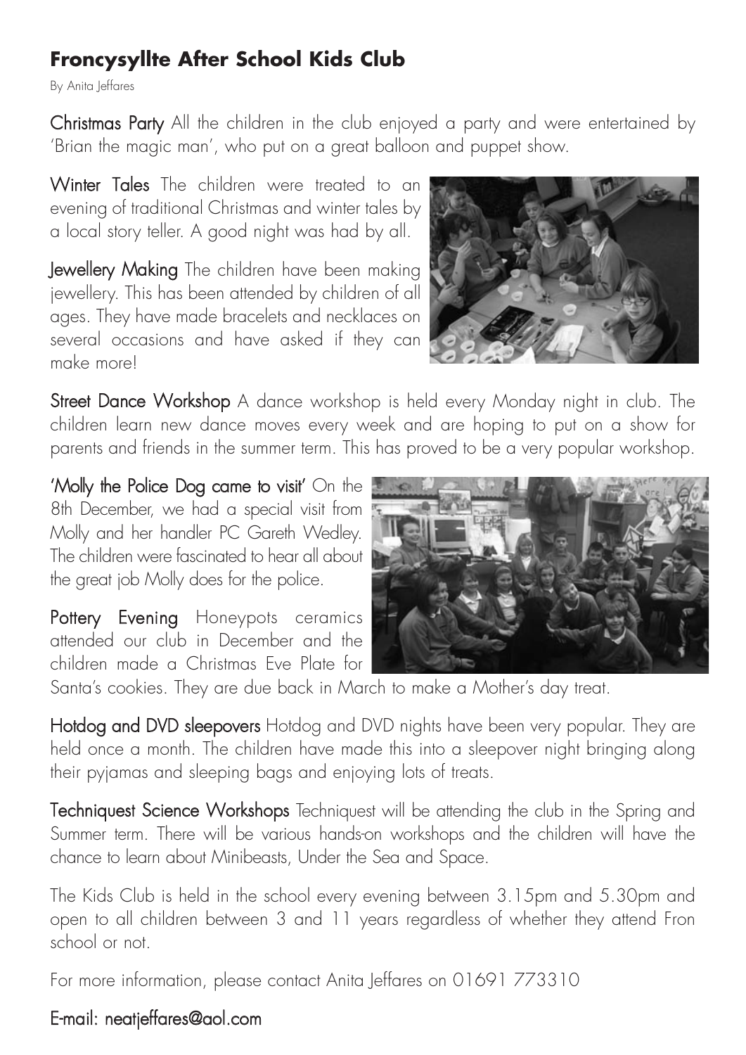## Froncysyllte After School Kids Club

By Anita Jeffares

**Christmas Party** All the children in the club enjoyed a party and were entertained by 'Brian the magic man', who put on a great balloon and puppet show.

**Winter Tales** The children were treated to an evening of traditional Christmas and winter tales by a local story teller. A good night was had by all.

**Jewellery Making** The children have been making jewellery. This has been attended by children of all ages. They have made bracelets and necklaces on several occasions and have asked if they can make more!

**Street Dance Workshop** A dance workshop is held every Monday night in club. The children learn new dance moves every week and are hoping to put on a show for parents and friends in the summer term. This has proved to be a very popular workshop.

**'Molly the Police Dog came to visit'** On the 8th December, we had a special visit from Molly and her handler PC Gareth Wedley. The children were fascinated to hear all about the great job Molly does for the police.

**Pottery Evening** Honeypots ceramics attended our club in December and the children made a Christmas Eve Plate for Santa's cookies. They are due back in March to make a Mother's day treat.

**Hotdog and DVD sleepovers** Hotdog and DVD nights have been very popular. They are held once a month. The children have made this into a sleepover night bringing along their pyjamas and sleeping bags and enjoying lots of treats.

**Techniquest Science Workshops** Techniquest will be attending the club in the Spring and Summer term. There will be various hands-on workshops and the children will have the chance to learn about Minibeasts, Under the Sea and Space.

The Kids Club is held in the school every evening between 3.15pm and 5.30pm and open to all children between 3 and 11 years regardless of whether they attend Fron school or not.

For more information, please contact Anita Jeffares on 01691 773310

E-mail: neatjeffares@aol.com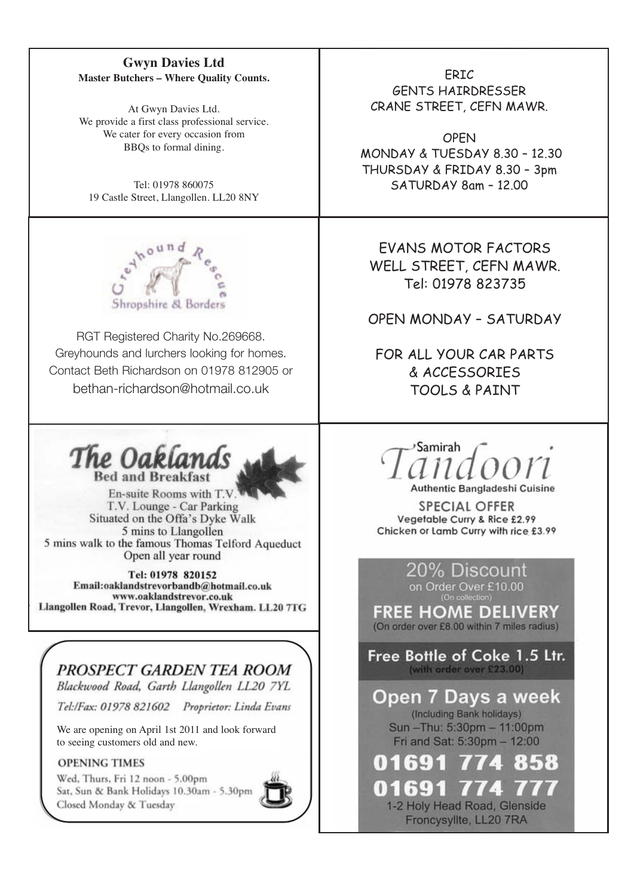**Gwyn Davies Ltd**

**Master Butchers – Where Quality Counts.**

At Gwyn Davies Ltd.
We provide a first class professional service.
We cater for every occasion from
BBQs to formal dining.

Tel: 01978 860075
19 Castle Street, Llangollen. LL20 8NY

ERIC
GENTS HAIRDRESSER
CRANE STREET, CEFN MAWR.

OPEN
MONDAY & TUESDAY 8.30 – 12.30
THURSDAY & FRIDAY 8.30 – 3pm
SATURDAY 8am – 12.00

Greyhound Rescue
Shropshire & Borders

RGT Registered Charity No.269668.
Greyhounds and lurchers looking for homes.
Contact Beth Richardson on 01978 812905 or
bethan-richardson@hotmail.co.uk

EVANS MOTOR FACTORS
WELL STREET, CEFN MAWR.
Tel: 01978 823735

OPEN MONDAY – SATURDAY

FOR ALL YOUR CAR PARTS
& ACCESSORIES
TOOLS & PAINT

## The Oaklands

**Bed and Breakfast**

En-suite Rooms with T.V.
T.V. Lounge - Car Parking
Situated on the Offa's Dyke Walk
5 mins to Llangollen
5 mins walk to the famous Thomas Telford Aqueduct
Open all year round

**Tel: 01978 820152**
**Email:oaklandstrevorbandb@hotmail.co.uk**
**www.oaklandstrevor.co.uk**
**Llangollen Road, Trevor, Llangollen, Wrexham. LL20 7TG**

### *PROSPECT GARDEN TEA ROOM*

*Blackwood Road, Garth Llangollen LL20 7YL*

*Tel:/Fax: 01978 821602 Proprietor: Linda Evans*

We are opening on April 1st 2011 and look forward to seeing customers old and new.

**OPENING TIMES**

Wed, Thurs, Fri 12 noon - 5.00pm
Sat, Sun & Bank Holidays 10.30am - 5.30pm
Closed Monday & Tuesday

## Samirah Tandoori

**Authentic Bangladeshi Cuisine**

SPECIAL OFFER
Vegetable Curry & Rice £2.99
Chicken or Lamb Curry with rice £3.99

20% Discount
on Order Over £10.00
(On collection)

**FREE HOME DELIVERY**
(On order over £8.00 within 7 miles radius)

**Free Bottle of Coke 1.5 Ltr.**
(with order over £23.00)

**Open 7 Days a week**
(Including Bank holidays)
Sun –Thu: 5:30pm – 11:00pm
Fri and Sat: 5:30pm – 12:00

**01691 774 858**
**01691 774 777**

1-2 Holy Head Road, Glenside
Froncysyllte, LL20 7RA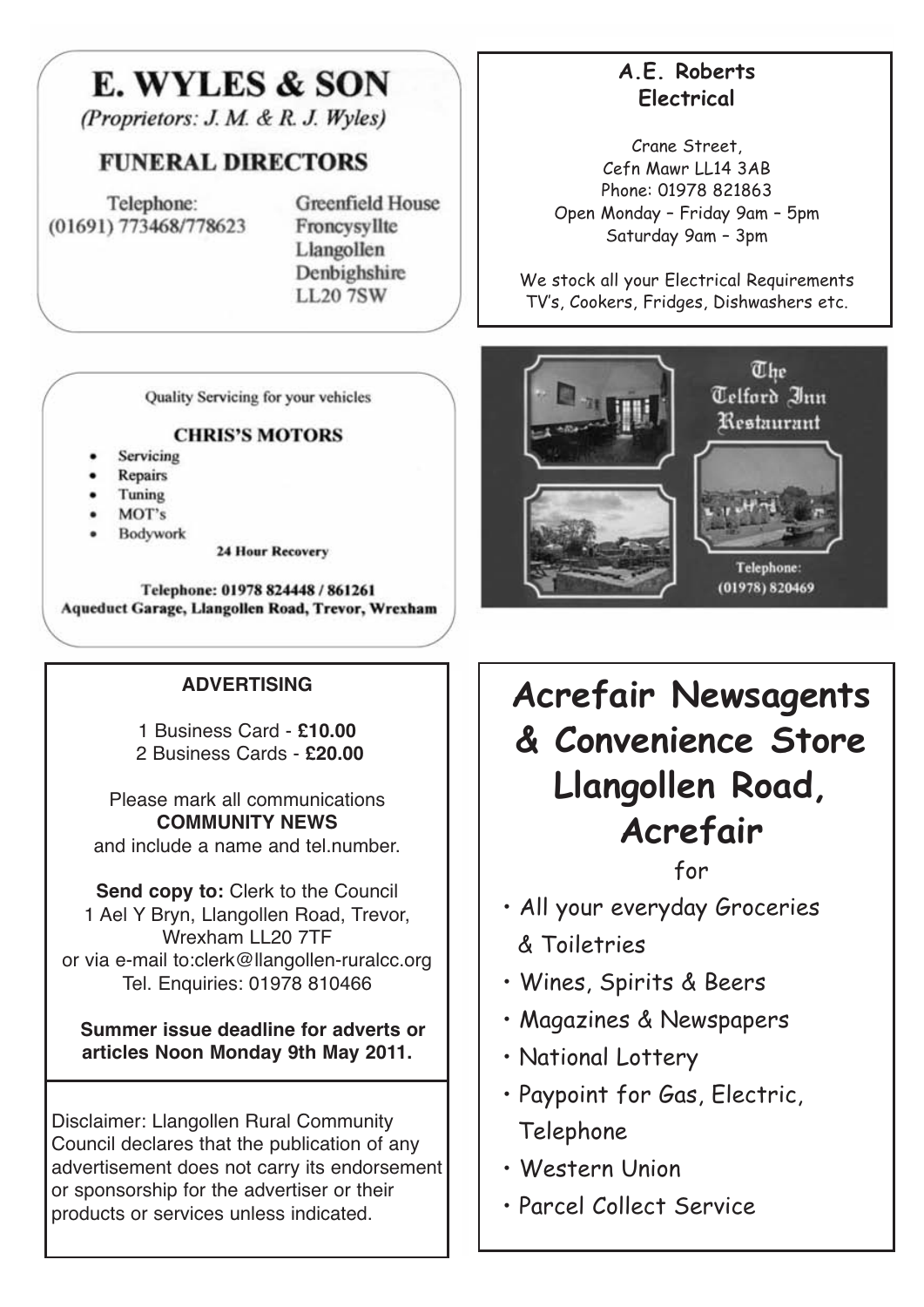## E. WYLES & SON

*(Proprietors: J. M. & R. J. Wyles)*

### FUNERAL DIRECTORS

Telephone:
(01691) 773468/778623

Greenfield House
Froncysyllte
Llangollen
Denbighshire
LL20 7SW

**A.E. Roberts Electrical**

Crane Street,
Cefn Mawr LL14 3AB
Phone: 01978 821863
Open Monday – Friday 9am – 5pm
Saturday 9am – 3pm

We stock all your Electrical Requirements
TV's, Cookers, Fridges, Dishwashers etc.

Quality Servicing for your vehicles

### CHRIS'S MOTORS

- Servicing
- Repairs
- Tuning
- MOT's
- Bodywork

**24 Hour Recovery**

**Telephone: 01978 824448 / 861261**
**Aqueduct Garage, Llangollen Road, Trevor, Wrexham**

The Telford Inn Restaurant

Telephone:
(01978) 820469

### ADVERTISING

1 Business Card - **£10.00**
2 Business Cards - **£20.00**

Please mark all communications
**COMMUNITY NEWS**
and include a name and tel.number.

**Send copy to:** Clerk to the Council
1 Ael Y Bryn, Llangollen Road, Trevor,
Wrexham LL20 7TF
or via e-mail to:clerk@llangollen-ruralcc.org
Tel. Enquiries: 01978 810466

**Summer issue deadline for adverts or articles Noon Monday 9th May 2011.**

Disclaimer: Llangollen Rural Community Council declares that the publication of any advertisement does not carry its endorsement or sponsorship for the advertiser or their products or services unless indicated.

# Acrefair Newsagents & Convenience Store Llangollen Road, Acrefair

for

- All your everyday Groceries & Toiletries
- Wines, Spirits & Beers
- Magazines & Newspapers
- National Lottery
- Paypoint for Gas, Electric, Telephone
- Western Union
- Parcel Collect Service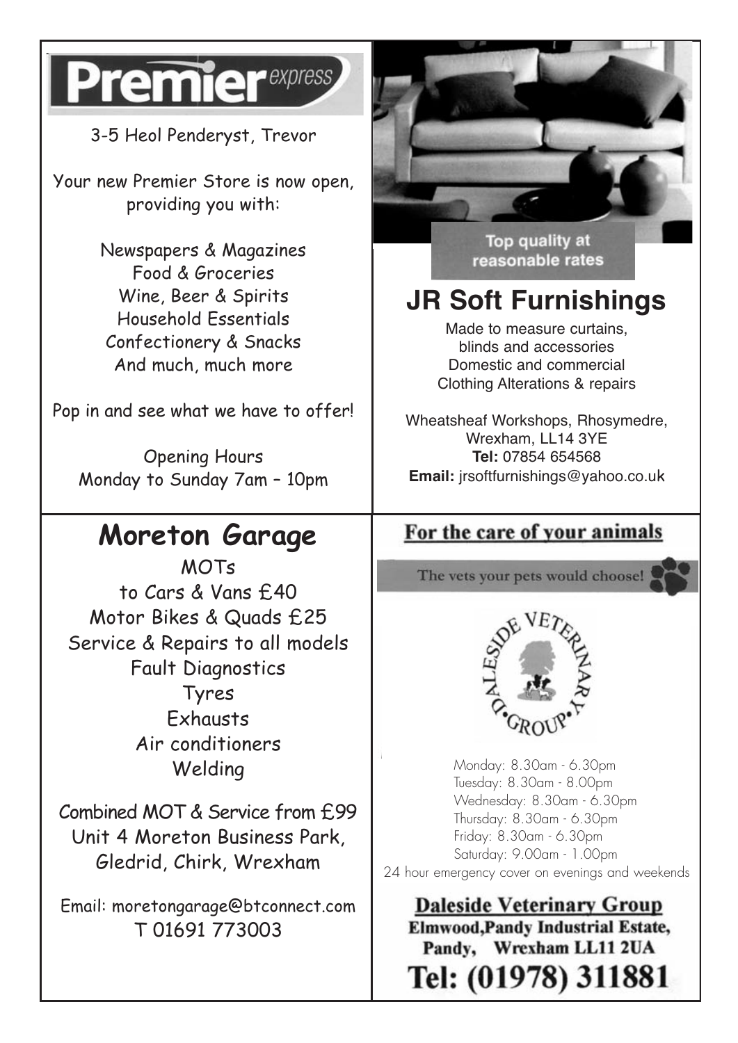## Premier express

3-5 Heol Penderyst, Trevor

Your new Premier Store is now open, providing you with:

Newspapers & Magazines
Food & Groceries
Wine, Beer & Spirits
Household Essentials
Confectionery & Snacks
And much, much more

Pop in and see what we have to offer!

Opening Hours
Monday to Sunday 7am – 10pm

Top quality at reasonable rates

## JR Soft Furnishings

Made to measure curtains, blinds and accessories
Domestic and commercial
Clothing Alterations & repairs

Wheatsheaf Workshops, Rhosymedre, Wrexham, LL14 3YE
**Tel:** 07854 654568
**Email:** jrsoftfurnishings@yahoo.co.uk

## Moreton Garage

MOTs
to Cars & Vans £40
Motor Bikes & Quads £25
Service & Repairs to all models
Fault Diagnostics
Tyres
Exhausts
Air conditioners
Welding

Combined MOT & Service from £99
Unit 4 Moreton Business Park, Gledrid, Chirk, Wrexham

Email: moretongarage@btconnect.com
T 01691 773003

**For the care of your animals**

The vets your pets would choose!

DALESIDE VETERINARY GROUP

Monday: 8.30am - 6.30pm
Tuesday: 8.30am - 8.00pm
Wednesday: 8.30am - 6.30pm
Thursday: 8.30am - 6.30pm
Friday: 8.30am - 6.30pm
Saturday: 9.00am - 1.00pm
24 hour emergency cover on evenings and weekends

**Daleside Veterinary Group**
**Elmwood, Pandy Industrial Estate, Pandy, Wrexham LL11 2UA**
**Tel: (01978) 311881**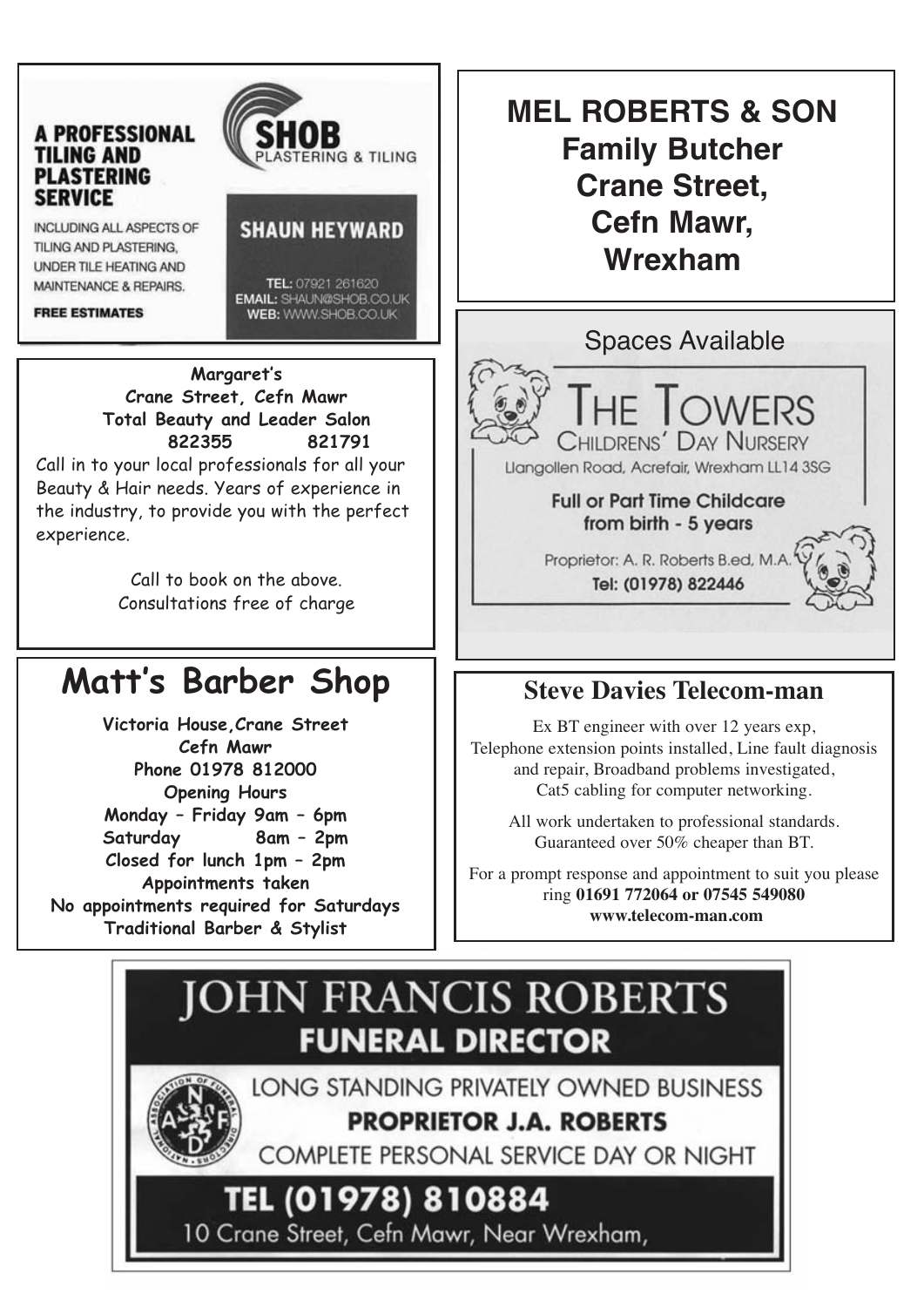**A PROFESSIONAL TILING AND PLASTERING SERVICE**

INCLUDING ALL ASPECTS OF TILING AND PLASTERING, UNDER TILE HEATING AND MAINTENANCE & REPAIRS.

**FREE ESTIMATES**

**SHOB** PLASTERING & TILING

**SHAUN HEYWARD**

TEL: 07921 261620
EMAIL: SHAUN@SHOB.CO.UK
WEB: WWW.SHOB.CO.UK

---

## MEL ROBERTS & SON
## Family Butcher
## Crane Street,
## Cefn Mawr,
## Wrexham

---

**Margaret's**
**Crane Street, Cefn Mawr**
**Total Beauty and Leader Salon**
**822355 821791**

Call in to your local professionals for all your Beauty & Hair needs. Years of experience in the industry, to provide you with the perfect experience.

Call to book on the above.
Consultations free of charge

---

Spaces Available

# THE TOWERS
CHILDRENS' DAY NURSERY

Llangollen Road, Acrefair, Wrexham LL14 3SG

**Full or Part Time Childcare from birth - 5 years**

Proprietor: A. R. Roberts B.ed, M.A.
**Tel: (01978) 822446**

---

# Matt's Barber Shop

**Victoria House,Crane Street**
**Cefn Mawr**
**Phone 01978 812000**
**Opening Hours**
**Monday – Friday 9am – 6pm**
**Saturday 8am – 2pm**
**Closed for lunch 1pm – 2pm**
**Appointments taken**
**No appointments required for Saturdays**
**Traditional Barber & Stylist**

---

## Steve Davies Telecom-man

Ex BT engineer with over 12 years exp,
Telephone extension points installed, Line fault diagnosis and repair, Broadband problems investigated,
Cat5 cabling for computer networking.

All work undertaken to professional standards.
Guaranteed over 50% cheaper than BT.

For a prompt response and appointment to suit you please ring **01691 772064 or 07545 549080**
**www.telecom-man.com**

---

# JOHN FRANCIS ROBERTS
## FUNERAL DIRECTOR

LONG STANDING PRIVATELY OWNED BUSINESS
**PROPRIETOR J.A. ROBERTS**
COMPLETE PERSONAL SERVICE DAY OR NIGHT

**TEL (01978) 810884**
10 Crane Street, Cefn Mawr, Near Wrexham,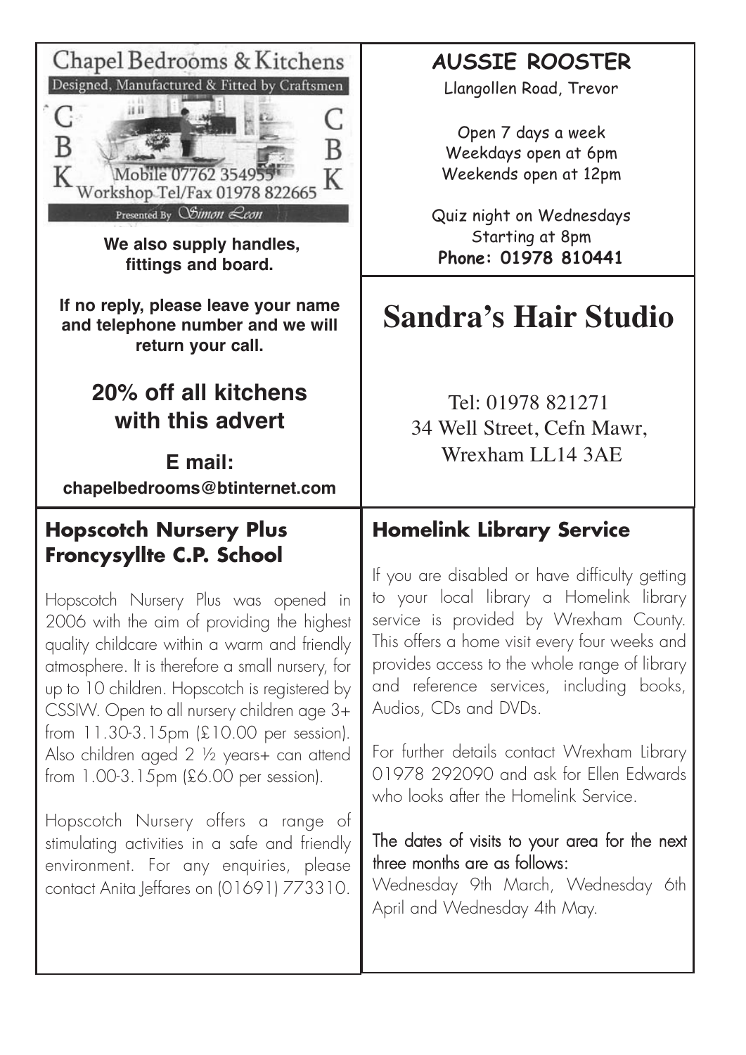## Chapel Bedrooms & Kitchens

Designed, Manufactured & Fitted by Craftsmen

C B K

Mobile 07762 354955

Workshop Tel/Fax 01978 822665

Presented By Simon Leon

**We also supply handles, fittings and board.**

**If no reply, please leave your name and telephone number and we will return your call.**

**20% off all kitchens with this advert**

**E mail:**
**chapelbedrooms@btinternet.com**

## AUSSIE ROOSTER

Llangollen Road, Trevor

Open 7 days a week
Weekdays open at 6pm
Weekends open at 12pm

Quiz night on Wednesdays
Starting at 8pm
**Phone: 01978 810441**

# Sandra's Hair Studio

Tel: 01978 821271
34 Well Street, Cefn Mawr,
Wrexham LL14 3AE

## Hopscotch Nursery Plus Froncysyllte C.P. School

Hopscotch Nursery Plus was opened in 2006 with the aim of providing the highest quality childcare within a warm and friendly atmosphere. It is therefore a small nursery, for up to 10 children. Hopscotch is registered by CSSIW. Open to all nursery children age 3+ from 11.30-3.15pm (£10.00 per session). Also children aged 2 ½ years+ can attend from 1.00-3.15pm (£6.00 per session).

Hopscotch Nursery offers a range of stimulating activities in a safe and friendly environment. For any enquiries, please contact Anita Jeffares on (01691) 773310.

## Homelink Library Service

If you are disabled or have difficulty getting to your local library a Homelink library service is provided by Wrexham County. This offers a home visit every four weeks and provides access to the whole range of library and reference services, including books, Audios, CDs and DVDs.

For further details contact Wrexham Library 01978 292090 and ask for Ellen Edwards who looks after the Homelink Service.

The dates of visits to your area for the next three months are as follows:
Wednesday 9th March, Wednesday 6th April and Wednesday 4th May.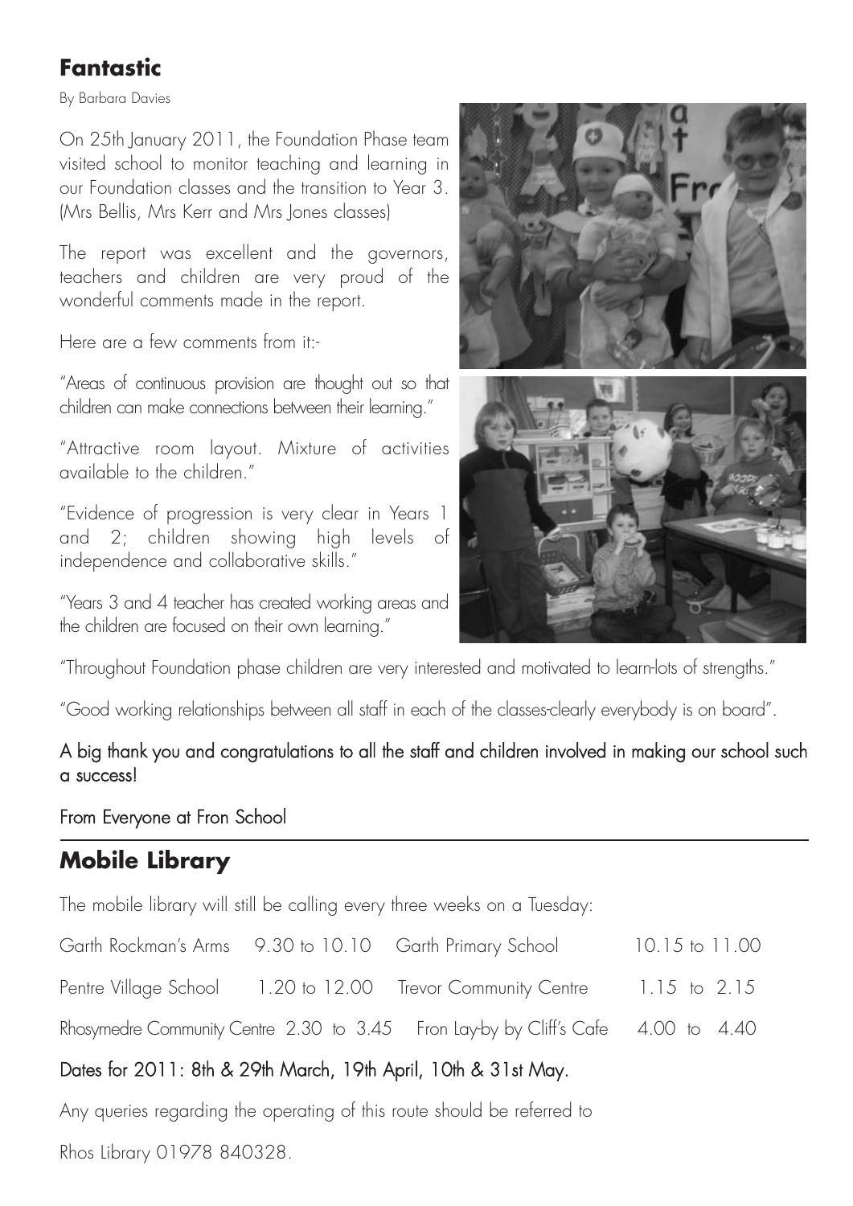## Fantastic

By Barbara Davies

On 25th January 2011, the Foundation Phase team visited school to monitor teaching and learning in our Foundation classes and the transition to Year 3. (Mrs Bellis, Mrs Kerr and Mrs Jones classes)

The report was excellent and the governors, teachers and children are very proud of the wonderful comments made in the report.

Here are a few comments from it:-

"Areas of continuous provision are thought out so that children can make connections between their learning."

"Attractive room layout. Mixture of activities available to the children."

"Evidence of progression is very clear in Years 1 and 2; children showing high levels of independence and collaborative skills."

"Years 3 and 4 teacher has created working areas and the children are focused on their own learning."

"Throughout Foundation phase children are very interested and motivated to learn-lots of strengths."

"Good working relationships between all staff in each of the classes-clearly everybody is on board".

A big thank you and congratulations to all the staff and children involved in making our school such a success!

From Everyone at Fron School

## Mobile Library

The mobile library will still be calling every three weeks on a Tuesday:

| | | | |
|---|---|---|---|
| Garth Rockman's Arms | 9.30 to 10.10 | Garth Primary School | 10.15 to 11.00 |
| Pentre Village School | 1.20 to 12.00 | Trevor Community Centre | 1.15 to 2.15 |
| Rhosymedre Community Centre | 2.30 to 3.45 | Fron Lay-by by Cliff's Cafe | 4.00 to 4.40 |

Dates for 2011: 8th & 29th March, 19th April, 10th & 31st May.

Any queries regarding the operating of this route should be referred to

Rhos Library 01978 840328.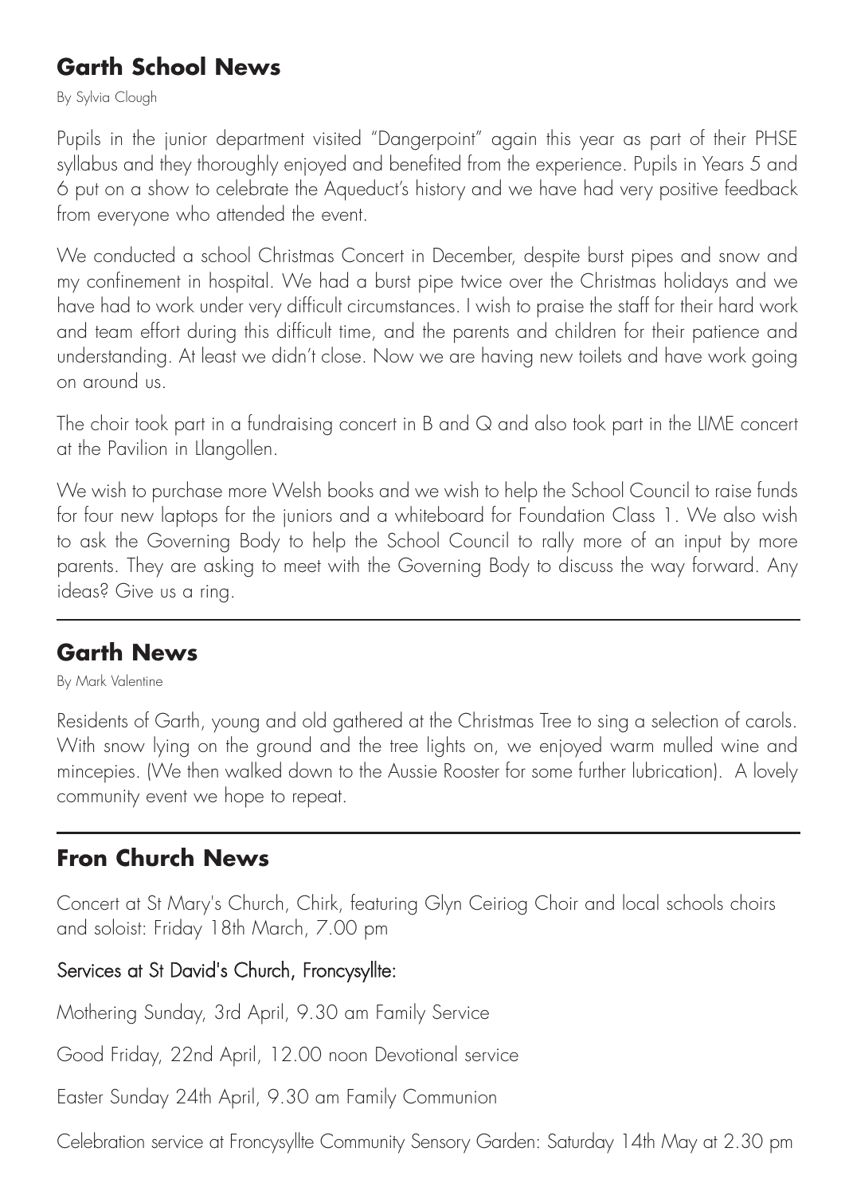## Garth School News

By Sylvia Clough

Pupils in the junior department visited "Dangerpoint" again this year as part of their PHSE syllabus and they thoroughly enjoyed and benefited from the experience. Pupils in Years 5 and 6 put on a show to celebrate the Aqueduct's history and we have had very positive feedback from everyone who attended the event.

We conducted a school Christmas Concert in December, despite burst pipes and snow and my confinement in hospital. We had a burst pipe twice over the Christmas holidays and we have had to work under very difficult circumstances. I wish to praise the staff for their hard work and team effort during this difficult time, and the parents and children for their patience and understanding. At least we didn't close. Now we are having new toilets and have work going on around us.

The choir took part in a fundraising concert in B and Q and also took part in the LIME concert at the Pavilion in Llangollen.

We wish to purchase more Welsh books and we wish to help the School Council to raise funds for four new laptops for the juniors and a whiteboard for Foundation Class 1. We also wish to ask the Governing Body to help the School Council to rally more of an input by more parents. They are asking to meet with the Governing Body to discuss the way forward. Any ideas? Give us a ring.

---

## Garth News

By Mark Valentine

Residents of Garth, young and old gathered at the Christmas Tree to sing a selection of carols. With snow lying on the ground and the tree lights on, we enjoyed warm mulled wine and mincepies. (We then walked down to the Aussie Rooster for some further lubrication). A lovely community event we hope to repeat.

---

## Fron Church News

Concert at St Mary's Church, Chirk, featuring Glyn Ceiriog Choir and local schools choirs and soloist: Friday 18th March, 7.00 pm

### Services at St David's Church, Froncysyllte:

Mothering Sunday, 3rd April, 9.30 am Family Service

Good Friday, 22nd April, 12.00 noon Devotional service

Easter Sunday 24th April, 9.30 am Family Communion

Celebration service at Froncysyllte Community Sensory Garden: Saturday 14th May at 2.30 pm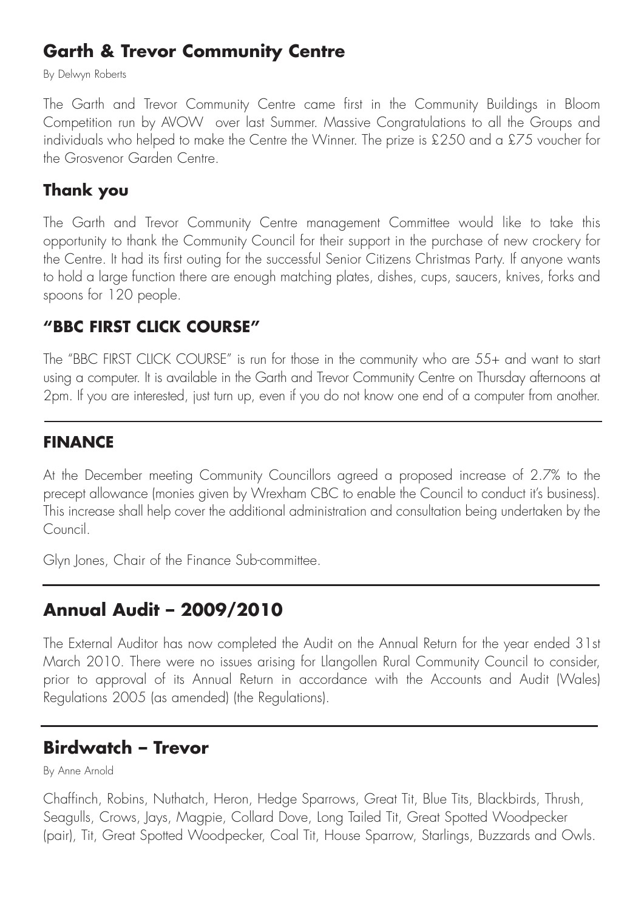## Garth & Trevor Community Centre

By Delwyn Roberts

The Garth and Trevor Community Centre came first in the Community Buildings in Bloom Competition run by AVOW over last Summer. Massive Congratulations to all the Groups and individuals who helped to make the Centre the Winner. The prize is £250 and a £75 voucher for the Grosvenor Garden Centre.

### Thank you

The Garth and Trevor Community Centre management Committee would like to take this opportunity to thank the Community Council for their support in the purchase of new crockery for the Centre. It had its first outing for the successful Senior Citizens Christmas Party. If anyone wants to hold a large function there are enough matching plates, dishes, cups, saucers, knives, forks and spoons for 120 people.

### "BBC FIRST CLICK COURSE"

The "BBC FIRST CLICK COURSE" is run for those in the community who are 55+ and want to start using a computer. It is available in the Garth and Trevor Community Centre on Thursday afternoons at 2pm. If you are interested, just turn up, even if you do not know one end of a computer from another.

---

### FINANCE

At the December meeting Community Councillors agreed a proposed increase of 2.7% to the precept allowance (monies given by Wrexham CBC to enable the Council to conduct it's business). This increase shall help cover the additional administration and consultation being undertaken by the Council.

Glyn Jones, Chair of the Finance Sub-committee.

---

## Annual Audit – 2009/2010

The External Auditor has now completed the Audit on the Annual Return for the year ended 31st March 2010. There were no issues arising for Llangollen Rural Community Council to consider, prior to approval of its Annual Return in accordance with the Accounts and Audit (Wales) Regulations 2005 (as amended) (the Regulations).

---

## Birdwatch – Trevor

By Anne Arnold

Chaffinch, Robins, Nuthatch, Heron, Hedge Sparrows, Great Tit, Blue Tits, Blackbirds, Thrush, Seagulls, Crows, Jays, Magpie, Collard Dove, Long Tailed Tit, Great Spotted Woodpecker (pair), Tit, Great Spotted Woodpecker, Coal Tit, House Sparrow, Starlings, Buzzards and Owls.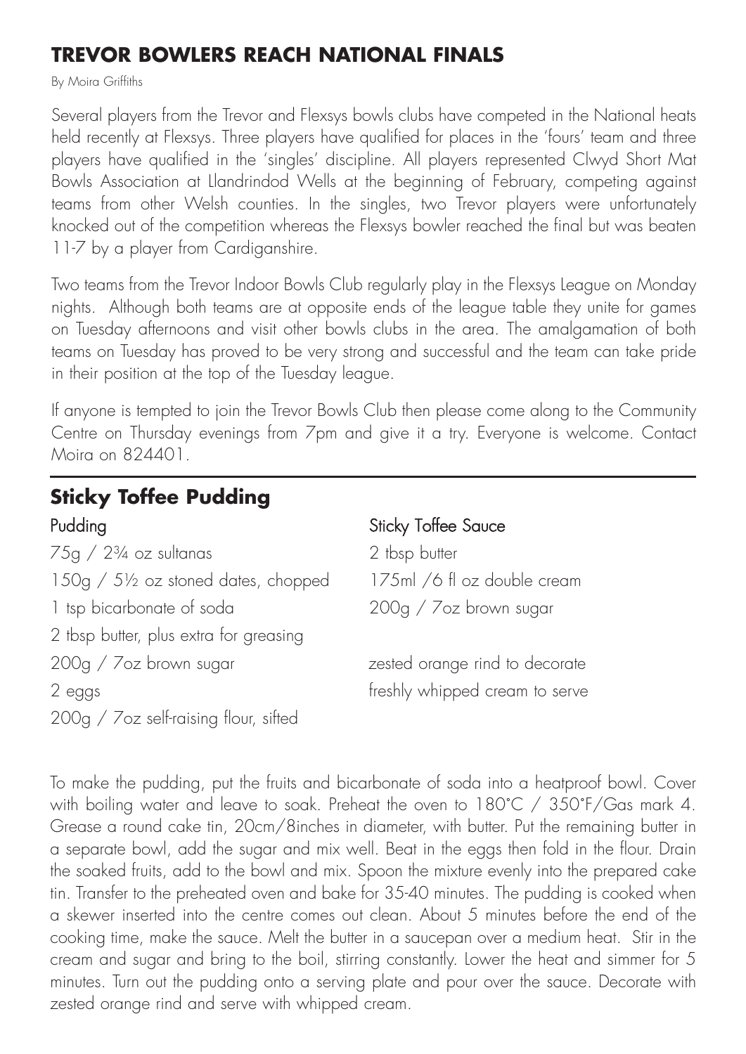## TREVOR BOWLERS REACH NATIONAL FINALS

By Moira Griffiths

Several players from the Trevor and Flexsys bowls clubs have competed in the National heats held recently at Flexsys. Three players have qualified for places in the 'fours' team and three players have qualified in the 'singles' discipline. All players represented Clwyd Short Mat Bowls Association at Llandrindod Wells at the beginning of February, competing against teams from other Welsh counties. In the singles, two Trevor players were unfortunately knocked out of the competition whereas the Flexsys bowler reached the final but was beaten 11-7 by a player from Cardiganshire.

Two teams from the Trevor Indoor Bowls Club regularly play in the Flexsys League on Monday nights. Although both teams are at opposite ends of the league table they unite for games on Tuesday afternoons and visit other bowls clubs in the area. The amalgamation of both teams on Tuesday has proved to be very strong and successful and the team can take pride in their position at the top of the Tuesday league.

If anyone is tempted to join the Trevor Bowls Club then please come along to the Community Centre on Thursday evenings from 7pm and give it a try. Everyone is welcome. Contact Moira on 824401.

## Sticky Toffee Pudding

### Pudding

75g / 2¾ oz sultanas

150g / 5½ oz stoned dates, chopped

1 tsp bicarbonate of soda

2 tbsp butter, plus extra for greasing

200g / 7oz brown sugar

2 eggs

200g / 7oz self-raising flour, sifted

### Sticky Toffee Sauce

2 tbsp butter

175ml /6 fl oz double cream

200g / 7oz brown sugar

zested orange rind to decorate

freshly whipped cream to serve

To make the pudding, put the fruits and bicarbonate of soda into a heatproof bowl. Cover with boiling water and leave to soak. Preheat the oven to 180°C / 350°F/Gas mark 4. Grease a round cake tin, 20cm/8inches in diameter, with butter. Put the remaining butter in a separate bowl, add the sugar and mix well. Beat in the eggs then fold in the flour. Drain the soaked fruits, add to the bowl and mix. Spoon the mixture evenly into the prepared cake tin. Transfer to the preheated oven and bake for 35-40 minutes. The pudding is cooked when a skewer inserted into the centre comes out clean. About 5 minutes before the end of the cooking time, make the sauce. Melt the butter in a saucepan over a medium heat. Stir in the cream and sugar and bring to the boil, stirring constantly. Lower the heat and simmer for 5 minutes. Turn out the pudding onto a serving plate and pour over the sauce. Decorate with zested orange rind and serve with whipped cream.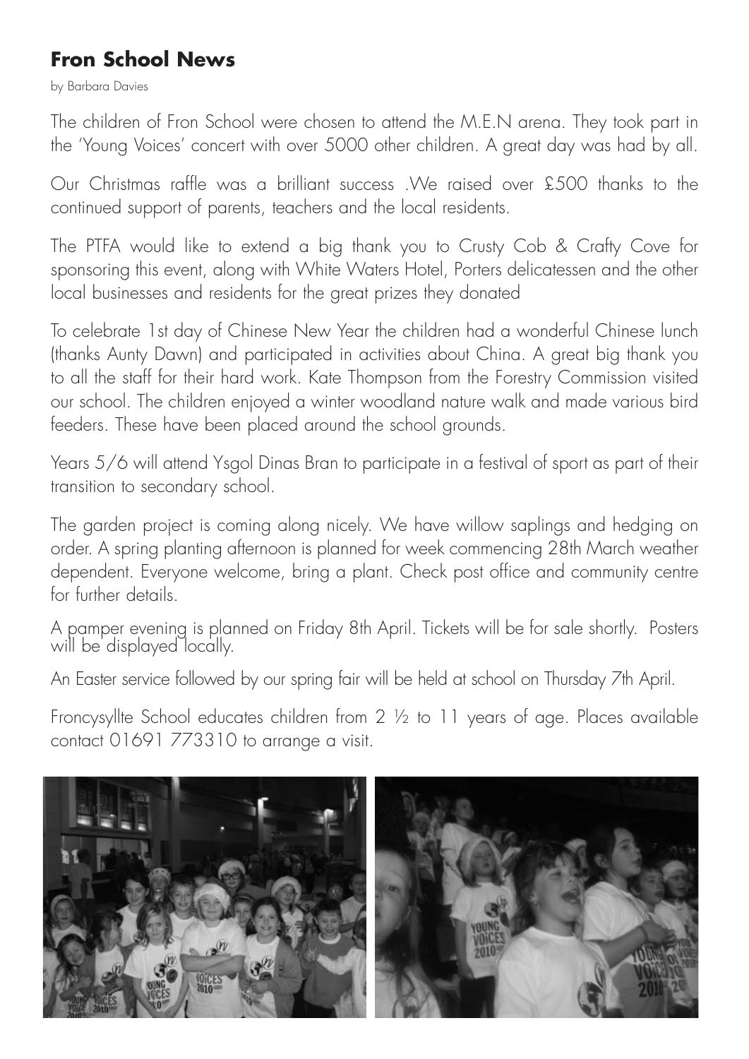## Fron School News

by Barbara Davies

The children of Fron School were chosen to attend the M.E.N arena. They took part in the 'Young Voices' concert with over 5000 other children. A great day was had by all.

Our Christmas raffle was a brilliant success .We raised over £500 thanks to the continued support of parents, teachers and the local residents.

The PTFA would like to extend a big thank you to Crusty Cob & Crafty Cove for sponsoring this event, along with White Waters Hotel, Porters delicatessen and the other local businesses and residents for the great prizes they donated

To celebrate 1st day of Chinese New Year the children had a wonderful Chinese lunch (thanks Aunty Dawn) and participated in activities about China. A great big thank you to all the staff for their hard work. Kate Thompson from the Forestry Commission visited our school. The children enjoyed a winter woodland nature walk and made various bird feeders. These have been placed around the school grounds.

Years 5/6 will attend Ysgol Dinas Bran to participate in a festival of sport as part of their transition to secondary school.

The garden project is coming along nicely. We have willow saplings and hedging on order. A spring planting afternoon is planned for week commencing 28th March weather dependent. Everyone welcome, bring a plant. Check post office and community centre for further details.

A pamper evening is planned on Friday 8th April. Tickets will be for sale shortly. Posters will be displayed locally.

An Easter service followed by our spring fair will be held at school on Thursday 7th April.

Froncysyllte School educates children from 2 ½ to 11 years of age. Places available contact 01691 773310 to arrange a visit.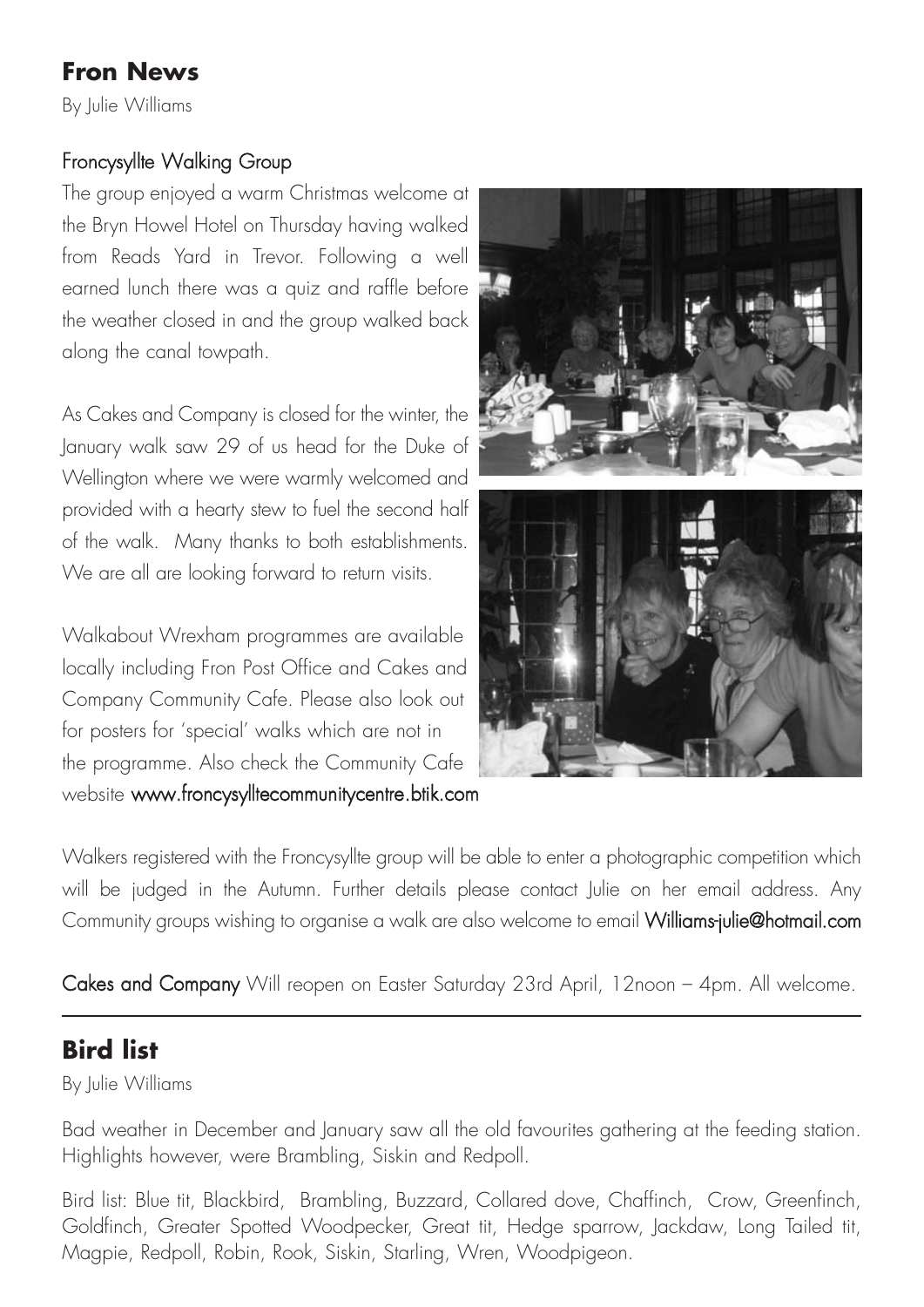## Fron News

By Julie Williams

### Froncysyllte Walking Group

The group enjoyed a warm Christmas welcome at the Bryn Howel Hotel on Thursday having walked from Reads Yard in Trevor. Following a well earned lunch there was a quiz and raffle before the weather closed in and the group walked back along the canal towpath.

As Cakes and Company is closed for the winter, the January walk saw 29 of us head for the Duke of Wellington where we were warmly welcomed and provided with a hearty stew to fuel the second half of the walk. Many thanks to both establishments. We are all are looking forward to return visits.

Walkabout Wrexham programmes are available locally including Fron Post Office and Cakes and Company Community Cafe. Please also look out for posters for 'special' walks which are not in the programme. Also check the Community Cafe website **www.froncysylltecommunitycentre.btik.com**

Walkers registered with the Froncysyllte group will be able to enter a photographic competition which will be judged in the Autumn. Further details please contact Julie on her email address. Any Community groups wishing to organise a walk are also welcome to email **Williams-julie@hotmail.com**

**Cakes and Company** Will reopen on Easter Saturday 23rd April, 12noon – 4pm. All welcome.

---

## Bird list

By Julie Williams

Bad weather in December and January saw all the old favourites gathering at the feeding station. Highlights however, were Brambling, Siskin and Redpoll.

Bird list: Blue tit, Blackbird, Brambling, Buzzard, Collared dove, Chaffinch, Crow, Greenfinch, Goldfinch, Greater Spotted Woodpecker, Great tit, Hedge sparrow, Jackdaw, Long Tailed tit, Magpie, Redpoll, Robin, Rook, Siskin, Starling, Wren, Woodpigeon.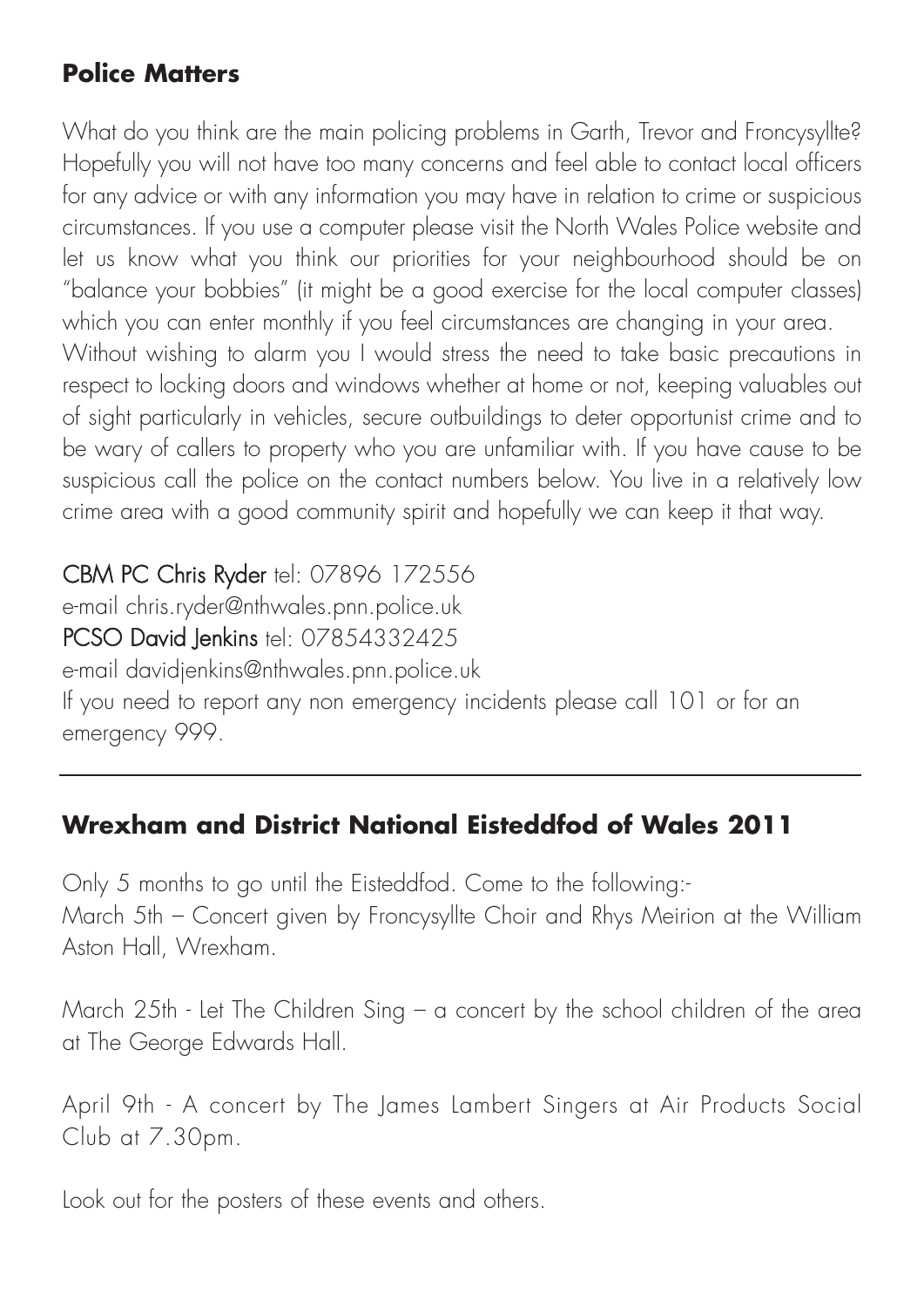## Police Matters

What do you think are the main policing problems in Garth, Trevor and Froncysyllte? Hopefully you will not have too many concerns and feel able to contact local officers for any advice or with any information you may have in relation to crime or suspicious circumstances. If you use a computer please visit the North Wales Police website and let us know what you think our priorities for your neighbourhood should be on "balance your bobbies" (it might be a good exercise for the local computer classes) which you can enter monthly if you feel circumstances are changing in your area.
Without wishing to alarm you I would stress the need to take basic precautions in respect to locking doors and windows whether at home or not, keeping valuables out of sight particularly in vehicles, secure outbuildings to deter opportunist crime and to be wary of callers to property who you are unfamiliar with. If you have cause to be suspicious call the police on the contact numbers below. You live in a relatively low crime area with a good community spirit and hopefully we can keep it that way.

CBM PC Chris Ryder tel: 07896 172556
e-mail chris.ryder@nthwales.pnn.police.uk
PCSO David Jenkins tel: 07854332425
e-mail davidjenkins@nthwales.pnn.police.uk
If you need to report any non emergency incidents please call 101 or for an emergency 999.

---

## Wrexham and District National Eisteddfod of Wales 2011

Only 5 months to go until the Eisteddfod. Come to the following:-
March 5th – Concert given by Froncysyllte Choir and Rhys Meirion at the William Aston Hall, Wrexham.

March 25th - Let The Children Sing – a concert by the school children of the area at The George Edwards Hall.

April 9th - A concert by The James Lambert Singers at Air Products Social Club at 7.30pm.

Look out for the posters of these events and others.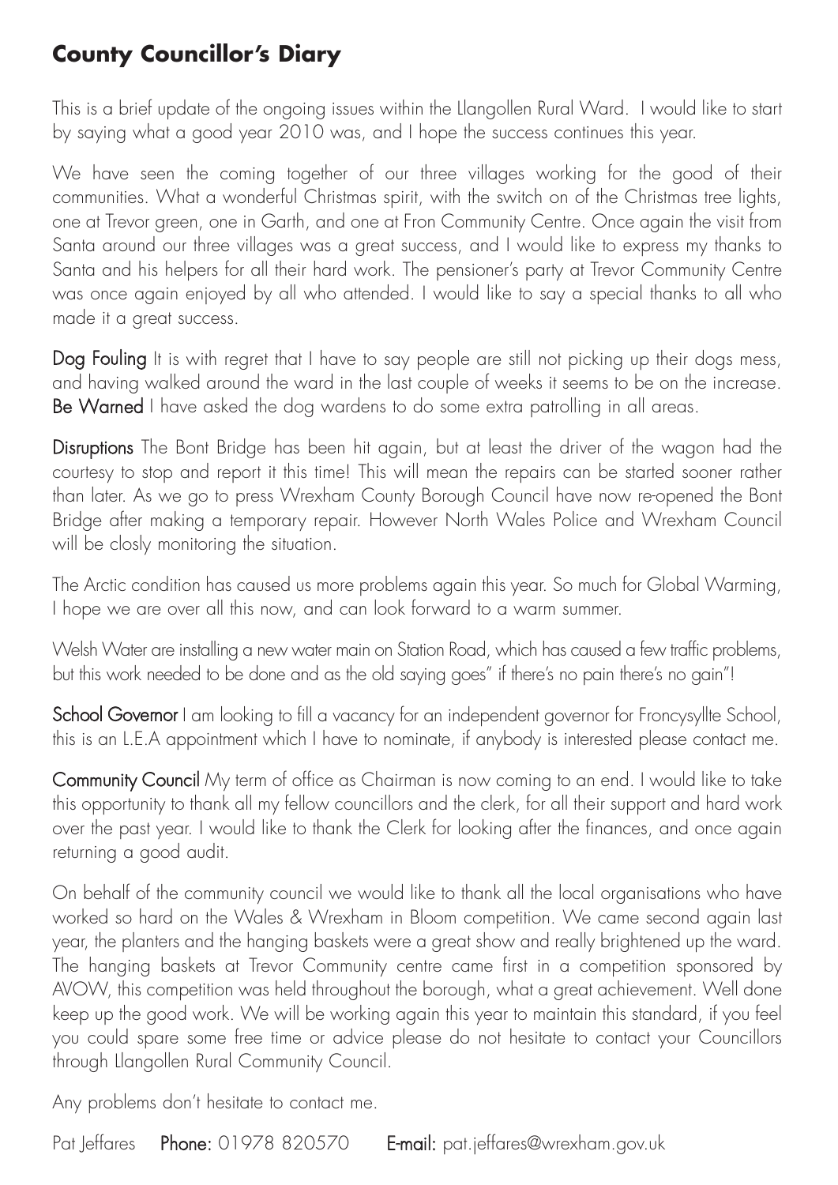## County Councillor's Diary

This is a brief update of the ongoing issues within the Llangollen Rural Ward. I would like to start by saying what a good year 2010 was, and I hope the success continues this year.

We have seen the coming together of our three villages working for the good of their communities. What a wonderful Christmas spirit, with the switch on of the Christmas tree lights, one at Trevor green, one in Garth, and one at Fron Community Centre. Once again the visit from Santa around our three villages was a great success, and I would like to express my thanks to Santa and his helpers for all their hard work. The pensioner's party at Trevor Community Centre was once again enjoyed by all who attended. I would like to say a special thanks to all who made it a great success.

**Dog Fouling** It is with regret that I have to say people are still not picking up their dogs mess, and having walked around the ward in the last couple of weeks it seems to be on the increase. **Be Warned** I have asked the dog wardens to do some extra patrolling in all areas.

**Disruptions** The Bont Bridge has been hit again, but at least the driver of the wagon had the courtesy to stop and report it this time! This will mean the repairs can be started sooner rather than later. As we go to press Wrexham County Borough Council have now re-opened the Bont Bridge after making a temporary repair. However North Wales Police and Wrexham Council will be closly monitoring the situation.

The Arctic condition has caused us more problems again this year. So much for Global Warming, I hope we are over all this now, and can look forward to a warm summer.

Welsh Water are installing a new water main on Station Road, which has caused a few traffic problems, but this work needed to be done and as the old saying goes" if there's no pain there's no gain"!

**School Governor** I am looking to fill a vacancy for an independent governor for Froncysyllte School, this is an L.E.A appointment which I have to nominate, if anybody is interested please contact me.

**Community Council** My term of office as Chairman is now coming to an end. I would like to take this opportunity to thank all my fellow councillors and the clerk, for all their support and hard work over the past year. I would like to thank the Clerk for looking after the finances, and once again returning a good audit.

On behalf of the community council we would like to thank all the local organisations who have worked so hard on the Wales & Wrexham in Bloom competition. We came second again last year, the planters and the hanging baskets were a great show and really brightened up the ward. The hanging baskets at Trevor Community centre came first in a competition sponsored by AVOW, this competition was held throughout the borough, what a great achievement. Well done keep up the good work. We will be working again this year to maintain this standard, if you feel you could spare some free time or advice please do not hesitate to contact your Councillors through Llangollen Rural Community Council.

Any problems don't hesitate to contact me.

Pat Jeffares **Phone:** 01978 820570 **E-mail:** pat.jeffares@wrexham.gov.uk